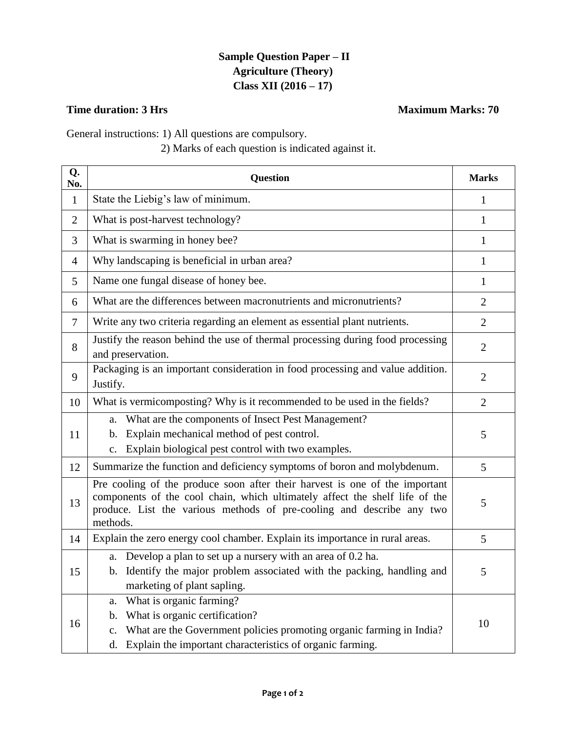**Sample Question Paper – II**
**Agriculture (Theory)**
**Class XII (2016 – 17)**

**Time duration: 3 Hrs** **Maximum Marks: 70**

General instructions: 1) All questions are compulsory.
2) Marks of each question is indicated against it.

| Q. No. | Question | Marks |
|---|---|---|
| 1 | State the Liebig's law of minimum. | 1 |
| 2 | What is post-harvest technology? | 1 |
| 3 | What is swarming in honey bee? | 1 |
| 4 | Why landscaping is beneficial in urban area? | 1 |
| 5 | Name one fungal disease of honey bee. | 1 |
| 6 | What are the differences between macronutrients and micronutrients? | 2 |
| 7 | Write any two criteria regarding an element as essential plant nutrients. | 2 |
| 8 | Justify the reason behind the use of thermal processing during food processing and preservation. | 2 |
| 9 | Packaging is an important consideration in food processing and value addition. Justify. | 2 |
| 10 | What is vermicomposting? Why is it recommended to be used in the fields? | 2 |
| 11 | a. What are the components of Insect Pest Management?<br>b. Explain mechanical method of pest control.<br>c. Explain biological pest control with two examples. | 5 |
| 12 | Summarize the function and deficiency symptoms of boron and molybdenum. | 5 |
| 13 | Pre cooling of the produce soon after their harvest is one of the important components of the cool chain, which ultimately affect the shelf life of the produce. List the various methods of pre-cooling and describe any two methods. | 5 |
| 14 | Explain the zero energy cool chamber. Explain its importance in rural areas. | 5 |
| 15 | a. Develop a plan to set up a nursery with an area of 0.2 ha.<br>b. Identify the major problem associated with the packing, handling and marketing of plant sapling. | 5 |
| 16 | a. What is organic farming?<br>b. What is organic certification?<br>c. What are the Government policies promoting organic farming in India?<br>d. Explain the important characteristics of organic farming. | 10 |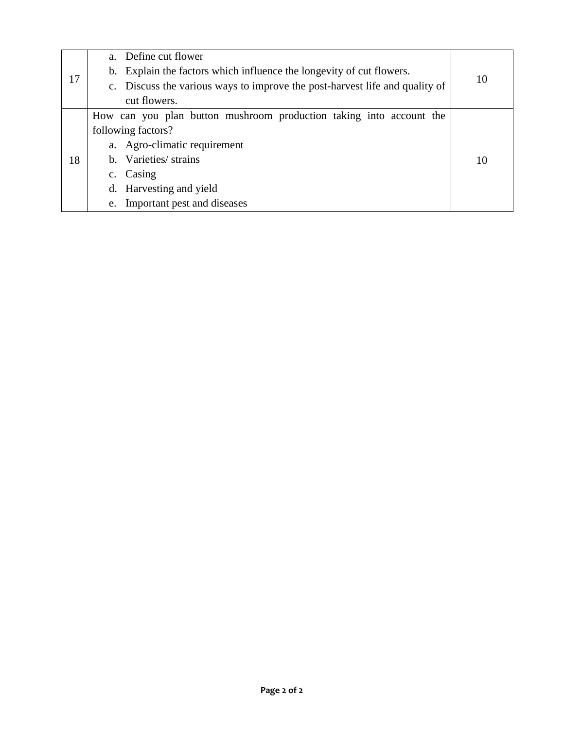| | | |
|---|---|---|
| 17 | a. Define cut flower<br>b. Explain the factors which influence the longevity of cut flowers.<br>c. Discuss the various ways to improve the post-harvest life and quality of cut flowers. | 10 |
| 18 | How can you plan button mushroom production taking into account the following factors?<br>a. Agro-climatic requirement<br>b. Varieties/ strains<br>c. Casing<br>d. Harvesting and yield<br>e. Important pest and diseases | 10 |